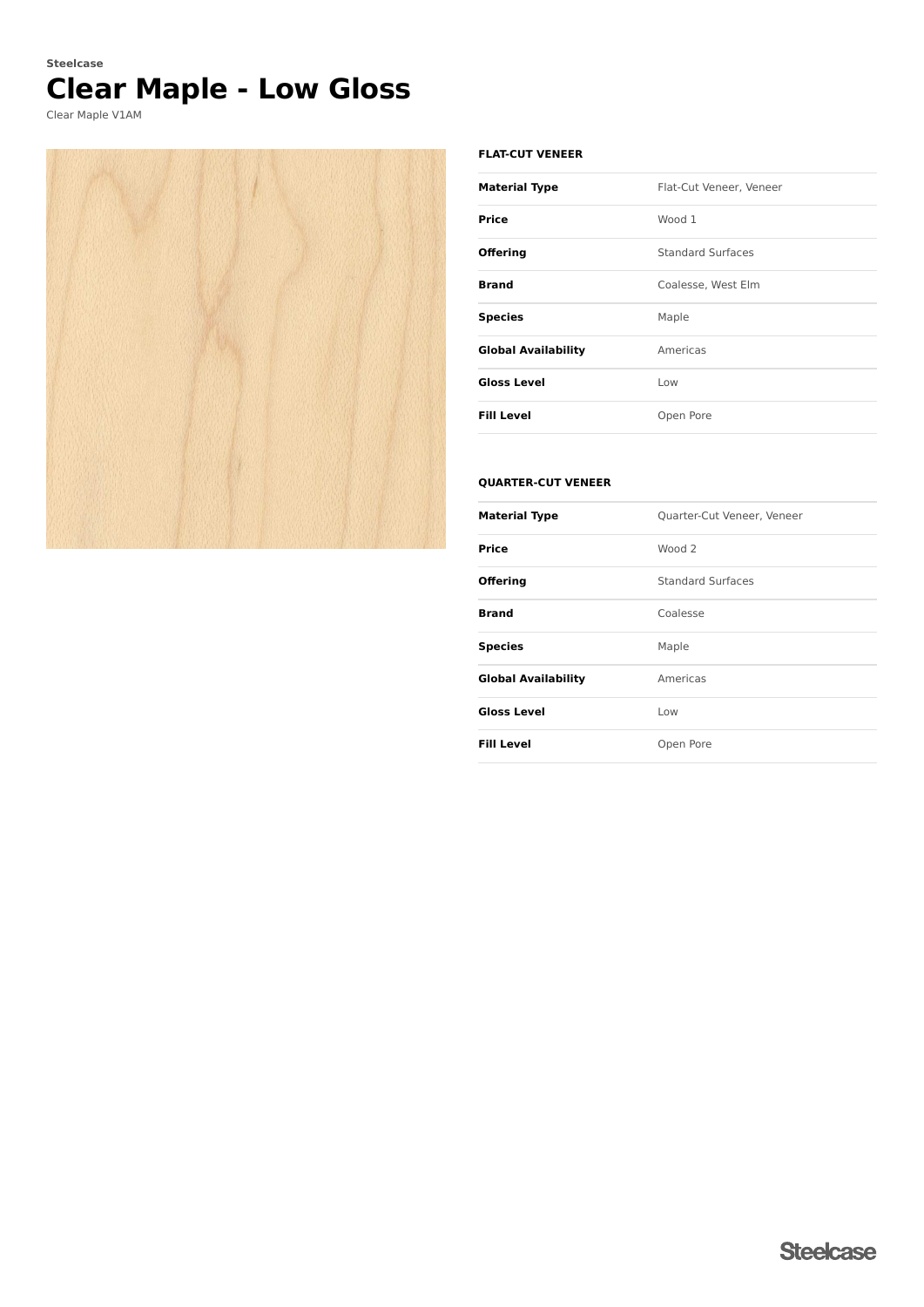Steelcase

# Clear Maple - Low Gloss

Clear Maple V1AM

### FLAT-CUT VENEER

| | |
|---|---|
| **Material Type** | Flat-Cut Veneer, Veneer |
| **Price** | Wood 1 |
| **Offering** | Standard Surfaces |
| **Brand** | Coalesse, West Elm |
| **Species** | Maple |
| **Global Availability** | Americas |
| **Gloss Level** | Low |
| **Fill Level** | Open Pore |

### QUARTER-CUT VENEER

| | |
|---|---|
| **Material Type** | Quarter-Cut Veneer, Veneer |
| **Price** | Wood 2 |
| **Offering** | Standard Surfaces |
| **Brand** | Coalesse |
| **Species** | Maple |
| **Global Availability** | Americas |
| **Gloss Level** | Low |
| **Fill Level** | Open Pore |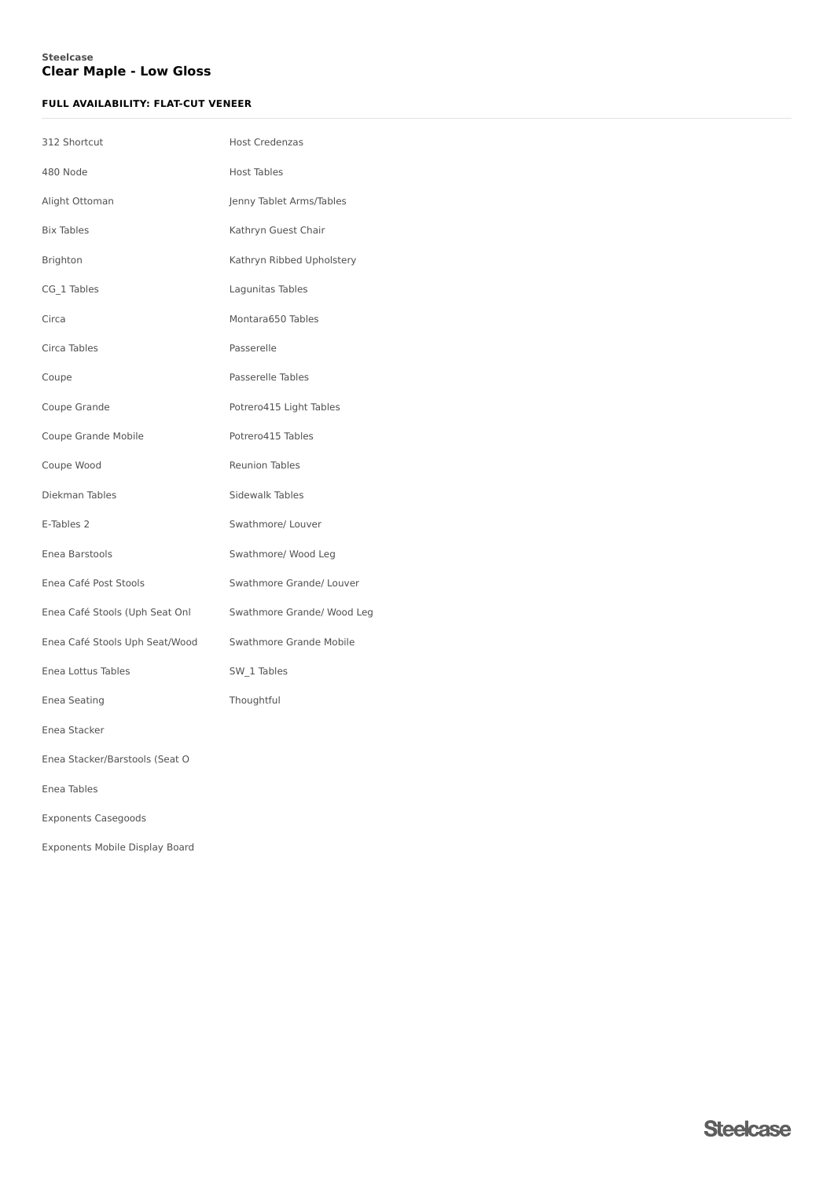Steelcase

# Clear Maple - Low Gloss

**FULL AVAILABILITY: FLAT-CUT VENEER**

312 Shortcut

480 Node

Alight Ottoman

Bix Tables

Brighton

CG_1 Tables

Circa

Circa Tables

Coupe

Coupe Grande

Coupe Grande Mobile

Coupe Wood

Diekman Tables

E-Tables 2

Enea Barstools

Enea Café Post Stools

Enea Café Stools (Uph Seat Onl

Enea Café Stools Uph Seat/Wood

Enea Lottus Tables

Enea Seating

Enea Stacker

Enea Stacker/Barstools (Seat O

Enea Tables

Exponents Casegoods

Exponents Mobile Display Board

Host Credenzas

Host Tables

Jenny Tablet Arms/Tables

Kathryn Guest Chair

Kathryn Ribbed Upholstery

Lagunitas Tables

Montara650 Tables

Passerelle

Passerelle Tables

Potrero415 Light Tables

Potrero415 Tables

Reunion Tables

Sidewalk Tables

Swathmore/ Louver

Swathmore/ Wood Leg

Swathmore Grande/ Louver

Swathmore Grande/ Wood Leg

Swathmore Grande Mobile

SW_1 Tables

Thoughtful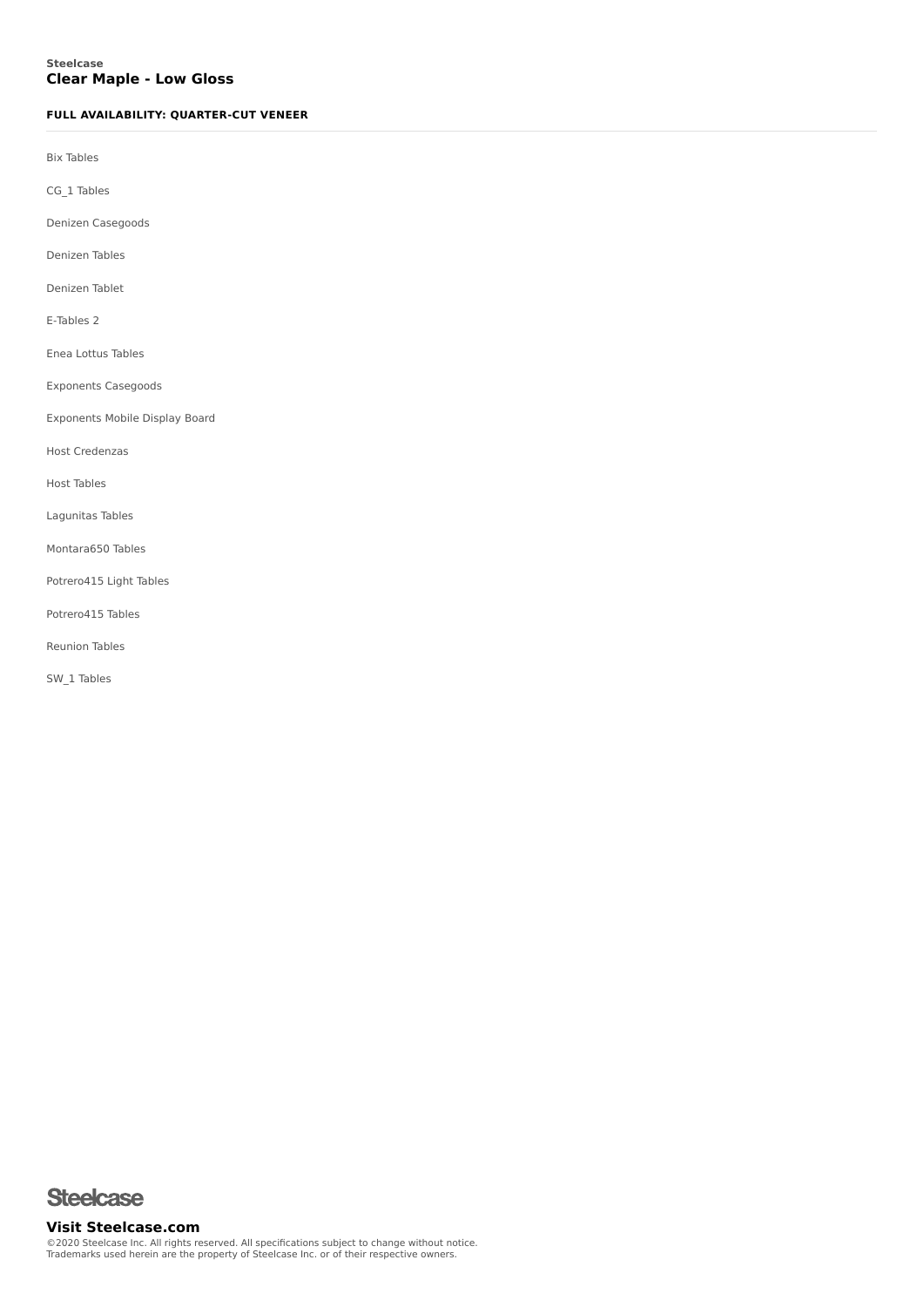**Steelcase**

# Clear Maple - Low Gloss

#### FULL AVAILABILITY: QUARTER-CUT VENEER

Bix Tables

CG_1 Tables

Denizen Casegoods

Denizen Tables

Denizen Tablet

E-Tables 2

Enea Lottus Tables

Exponents Casegoods

Exponents Mobile Display Board

Host Credenzas

Host Tables

Lagunitas Tables

Montara650 Tables

Potrero415 Light Tables

Potrero415 Tables

Reunion Tables

SW_1 Tables

Steelcase

**Visit Steelcase.com**

©2020 Steelcase Inc. All rights reserved. All specifications subject to change without notice.
Trademarks used herein are the property of Steelcase Inc. or of their respective owners.